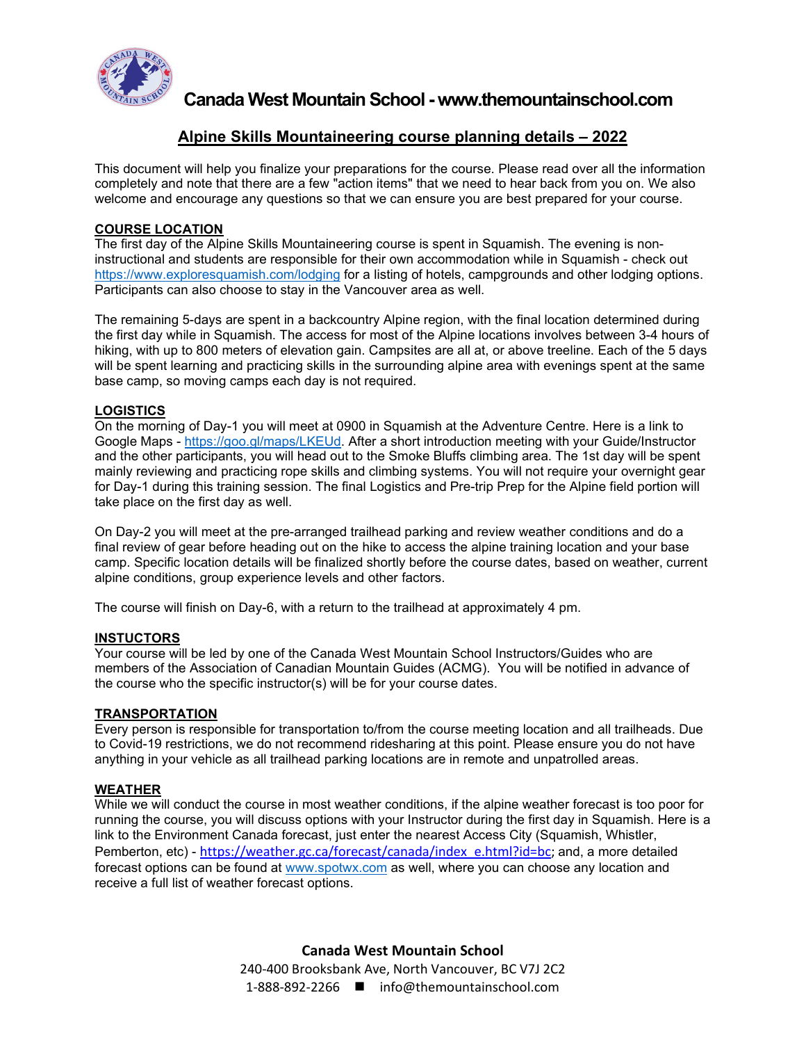# Canada West Mountain School - www.themountainschool.com

## Alpine Skills Mountaineering course planning details – 2022

This document will help you finalize your preparations for the course. Please read over all the information completely and note that there are a few "action items" that we need to hear back from you on. We also welcome and encourage any questions so that we can ensure you are best prepared for your course.

### COURSE LOCATION

The first day of the Alpine Skills Mountaineering course is spent in Squamish. The evening is non-instructional and students are responsible for their own accommodation while in Squamish - check out https://www.exploresquamish.com/lodging for a listing of hotels, campgrounds and other lodging options. Participants can also choose to stay in the Vancouver area as well.

The remaining 5-days are spent in a backcountry Alpine region, with the final location determined during the first day while in Squamish. The access for most of the Alpine locations involves between 3-4 hours of hiking, with up to 800 meters of elevation gain. Campsites are all at, or above treeline. Each of the 5 days will be spent learning and practicing skills in the surrounding alpine area with evenings spent at the same base camp, so moving camps each day is not required.

### LOGISTICS

On the morning of Day-1 you will meet at 0900 in Squamish at the Adventure Centre. Here is a link to Google Maps - https://goo.gl/maps/LKEUd. After a short introduction meeting with your Guide/Instructor and the other participants, you will head out to the Smoke Bluffs climbing area. The 1st day will be spent mainly reviewing and practicing rope skills and climbing systems. You will not require your overnight gear for Day-1 during this training session. The final Logistics and Pre-trip Prep for the Alpine field portion will take place on the first day as well.

On Day-2 you will meet at the pre-arranged trailhead parking and review weather conditions and do a final review of gear before heading out on the hike to access the alpine training location and your base camp. Specific location details will be finalized shortly before the course dates, based on weather, current alpine conditions, group experience levels and other factors.

The course will finish on Day-6, with a return to the trailhead at approximately 4 pm.

### INSTUCTORS

Your course will be led by one of the Canada West Mountain School Instructors/Guides who are members of the Association of Canadian Mountain Guides (ACMG). You will be notified in advance of the course who the specific instructor(s) will be for your course dates.

### TRANSPORTATION

Every person is responsible for transportation to/from the course meeting location and all trailheads. Due to Covid-19 restrictions, we do not recommend ridesharing at this point. Please ensure you do not have anything in your vehicle as all trailhead parking locations are in remote and unpatrolled areas.

### WEATHER

While we will conduct the course in most weather conditions, if the alpine weather forecast is too poor for running the course, you will discuss options with your Instructor during the first day in Squamish. Here is a link to the Environment Canada forecast, just enter the nearest Access City (Squamish, Whistler, Pemberton, etc) - https://weather.gc.ca/forecast/canada/index_e.html?id=bc; and, a more detailed forecast options can be found at www.spotwx.com as well, where you can choose any location and receive a full list of weather forecast options.

**Canada West Mountain School**
240-400 Brooksbank Ave, North Vancouver, BC V7J 2C2
1-888-892-2266 ■ info@themountainschool.com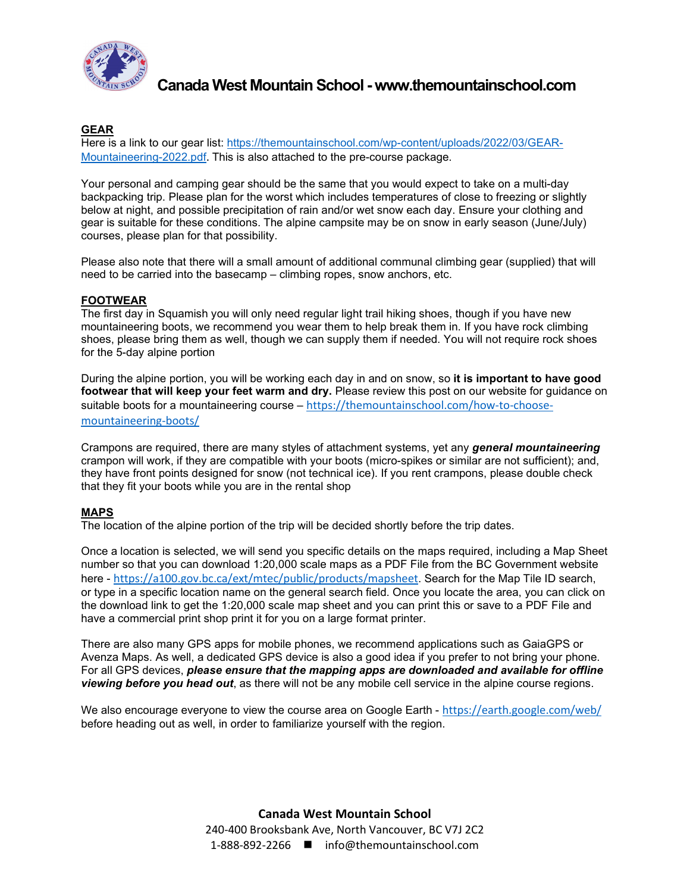## GEAR

Here is a link to our gear list: [https://themountainschool.com/wp-content/uploads/2022/03/GEAR-Mountaineering-2022.pdf](https://themountainschool.com/wp-content/uploads/2022/03/GEAR-Mountaineering-2022.pdf). This is also attached to the pre-course package.

Your personal and camping gear should be the same that you would expect to take on a multi-day backpacking trip. Please plan for the worst which includes temperatures of close to freezing or slightly below at night, and possible precipitation of rain and/or wet snow each day. Ensure your clothing and gear is suitable for these conditions. The alpine campsite may be on snow in early season (June/July) courses, please plan for that possibility.

Please also note that there will a small amount of additional communal climbing gear (supplied) that will need to be carried into the basecamp – climbing ropes, snow anchors, etc.

## FOOTWEAR

The first day in Squamish you will only need regular light trail hiking shoes, though if you have new mountaineering boots, we recommend you wear them to help break them in. If you have rock climbing shoes, please bring them as well, though we can supply them if needed. You will not require rock shoes for the 5-day alpine portion

During the alpine portion, you will be working each day in and on snow, so **it is important to have good footwear that will keep your feet warm and dry.** Please review this post on our website for guidance on suitable boots for a mountaineering course – [https://themountainschool.com/how-to-choose-mountaineering-boots/](https://themountainschool.com/how-to-choose-mountaineering-boots/)

Crampons are required, there are many styles of attachment systems, yet any ***general mountaineering*** crampon will work, if they are compatible with your boots (micro-spikes or similar are not sufficient); and, they have front points designed for snow (not technical ice). If you rent crampons, please double check that they fit your boots while you are in the rental shop

## MAPS

The location of the alpine portion of the trip will be decided shortly before the trip dates.

Once a location is selected, we will send you specific details on the maps required, including a Map Sheet number so that you can download 1:20,000 scale maps as a PDF File from the BC Government website here - [https://a100.gov.bc.ca/ext/mtec/public/products/mapsheet](https://a100.gov.bc.ca/ext/mtec/public/products/mapsheet). Search for the Map Tile ID search, or type in a specific location name on the general search field. Once you locate the area, you can click on the download link to get the 1:20,000 scale map sheet and you can print this or save to a PDF File and have a commercial print shop print it for you on a large format printer.

There are also many GPS apps for mobile phones, we recommend applications such as GaiaGPS or Avenza Maps. As well, a dedicated GPS device is also a good idea if you prefer to not bring your phone. For all GPS devices, ***please ensure that the mapping apps are downloaded and available for offline viewing before you head out***, as there will not be any mobile cell service in the alpine course regions.

We also encourage everyone to view the course area on Google Earth - [https://earth.google.com/web/](https://earth.google.com/web/) before heading out as well, in order to familiarize yourself with the region.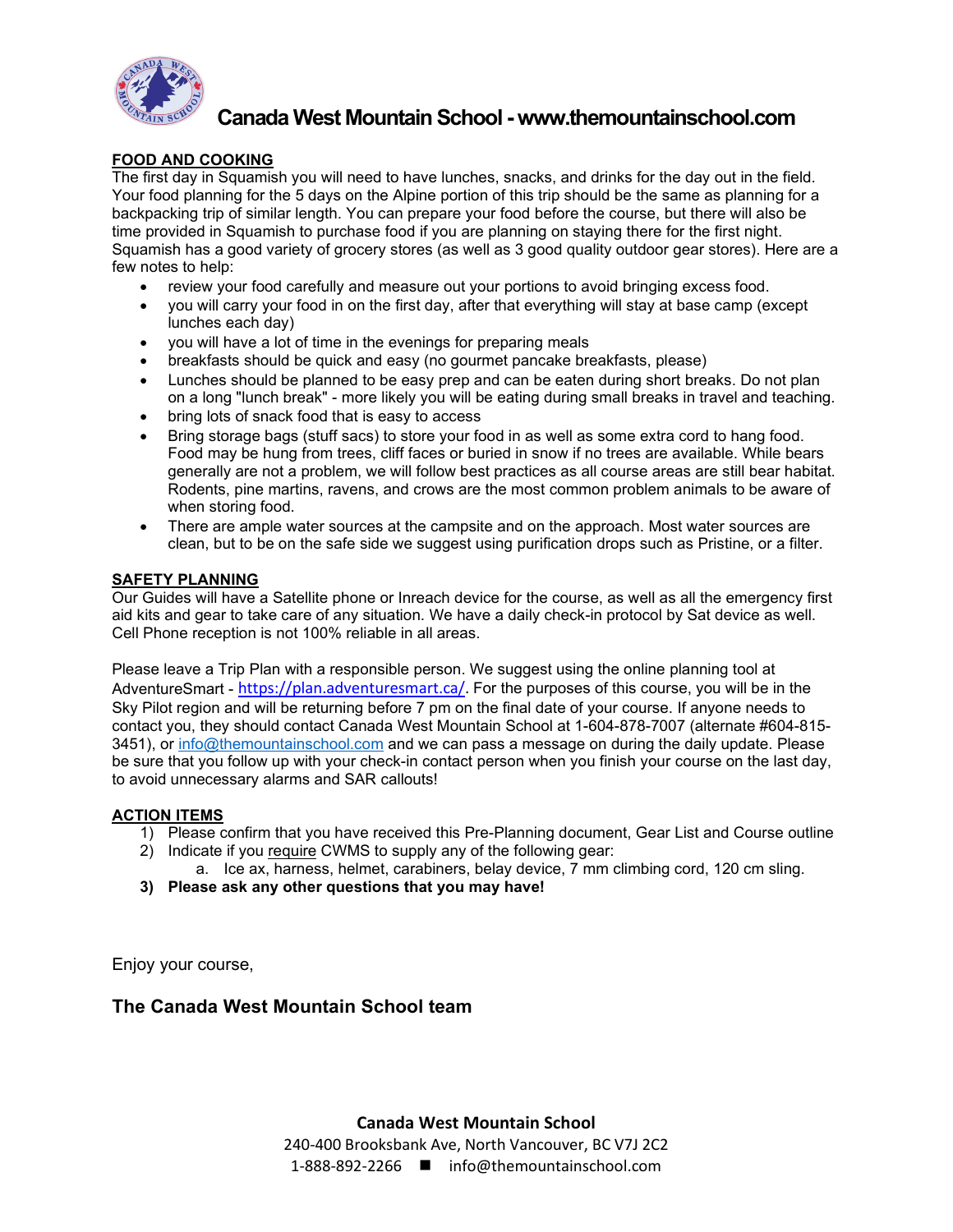## FOOD AND COOKING

The first day in Squamish you will need to have lunches, snacks, and drinks for the day out in the field. Your food planning for the 5 days on the Alpine portion of this trip should be the same as planning for a backpacking trip of similar length. You can prepare your food before the course, but there will also be time provided in Squamish to purchase food if you are planning on staying there for the first night. Squamish has a good variety of grocery stores (as well as 3 good quality outdoor gear stores). Here are a few notes to help:

- review your food carefully and measure out your portions to avoid bringing excess food.
- you will carry your food in on the first day, after that everything will stay at base camp (except lunches each day)
- you will have a lot of time in the evenings for preparing meals
- breakfasts should be quick and easy (no gourmet pancake breakfasts, please)
- Lunches should be planned to be easy prep and can be eaten during short breaks. Do not plan on a long "lunch break" - more likely you will be eating during small breaks in travel and teaching.
- bring lots of snack food that is easy to access
- Bring storage bags (stuff sacs) to store your food in as well as some extra cord to hang food. Food may be hung from trees, cliff faces or buried in snow if no trees are available. While bears generally are not a problem, we will follow best practices as all course areas are still bear habitat. Rodents, pine martins, ravens, and crows are the most common problem animals to be aware of when storing food.
- There are ample water sources at the campsite and on the approach. Most water sources are clean, but to be on the safe side we suggest using purification drops such as Pristine, or a filter.

## SAFETY PLANNING

Our Guides will have a Satellite phone or Inreach device for the course, as well as all the emergency first aid kits and gear to take care of any situation. We have a daily check-in protocol by Sat device as well. Cell Phone reception is not 100% reliable in all areas.

Please leave a Trip Plan with a responsible person. We suggest using the online planning tool at AdventureSmart - https://plan.adventuresmart.ca/. For the purposes of this course, you will be in the Sky Pilot region and will be returning before 7 pm on the final date of your course. If anyone needs to contact you, they should contact Canada West Mountain School at 1-604-878-7007 (alternate #604-815-3451), or info@themountainschool.com and we can pass a message on during the daily update. Please be sure that you follow up with your check-in contact person when you finish your course on the last day, to avoid unnecessary alarms and SAR callouts!

## ACTION ITEMS

1) Please confirm that you have received this Pre-Planning document, Gear List and Course outline
2) Indicate if you require CWMS to supply any of the following gear:
    a. Ice ax, harness, helmet, carabiners, belay device, 7 mm climbing cord, 120 cm sling.
3) **Please ask any other questions that you may have!**

Enjoy your course,

**The Canada West Mountain School team**

**Canada West Mountain School**
240-400 Brooksbank Ave, North Vancouver, BC V7J 2C2
1-888-892-2266 ■ info@themountainschool.com